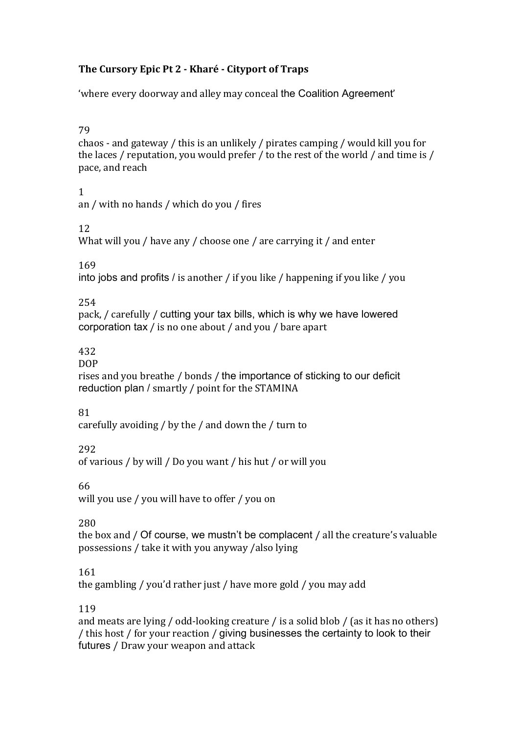**The Cursory Epic Pt 2 - Kharé - Cityport of Traps**

'where every doorway and alley may conceal the Coalition Agreement'

79
chaos - and gateway / this is an unlikely / pirates camping / would kill you for the laces / reputation, you would prefer / to the rest of the world / and time is / pace, and reach

1
an / with no hands / which do you / fires

12
What will you / have any / choose one / are carrying it / and enter

169
into jobs and profits / is another / if you like / happening if you like / you

254
pack, / carefully / cutting your tax bills, which is why we have lowered corporation tax / is no one about / and you / bare apart

432
DOP
rises and you breathe / bonds / the importance of sticking to our deficit reduction plan / smartly / point for the STAMINA

81
carefully avoiding / by the / and down the / turn to

292
of various / by will / Do you want / his hut / or will you

66
will you use / you will have to offer / you on

280
the box and / Of course, we mustn't be complacent / all the creature's valuable possessions / take it with you anyway /also lying

161
the gambling / you'd rather just / have more gold / you may add

119
and meats are lying / odd-looking creature / is a solid blob / (as it has no others) / this host / for your reaction / giving businesses the certainty to look to their futures / Draw your weapon and attack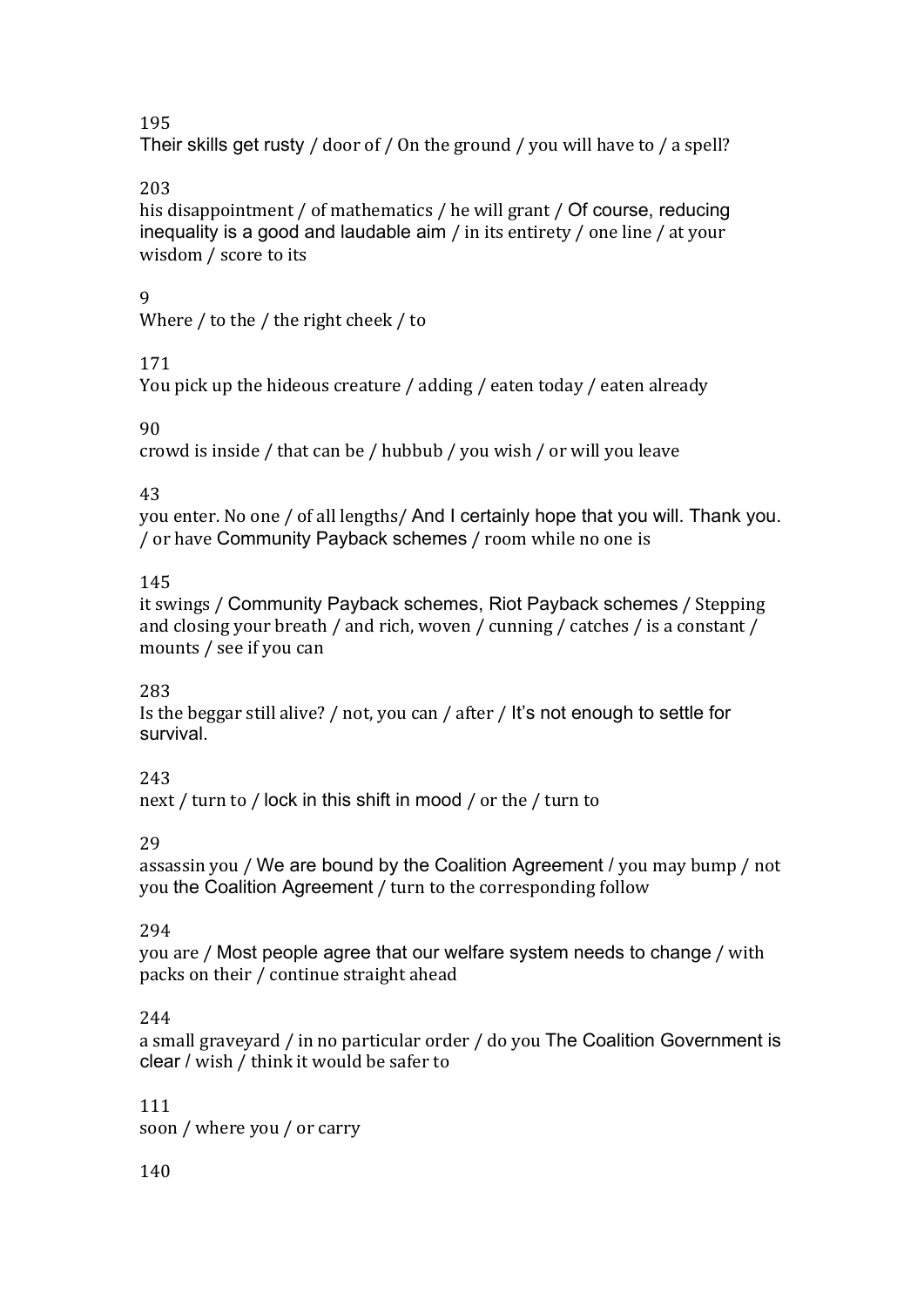195
Their skills get rusty / door of / On the ground / you will have to / a spell?

203
his disappointment / of mathematics / he will grant / Of course, reducing inequality is a good and laudable aim / in its entirety / one line / at your wisdom / score to its

9
Where / to the / the right cheek / to

171
You pick up the hideous creature / adding / eaten today / eaten already

90
crowd is inside / that can be / hubbub / you wish / or will you leave

43
you enter. No one / of all lengths/ And I certainly hope that you will. Thank you. / or have Community Payback schemes / room while no one is

145
it swings / Community Payback schemes, Riot Payback schemes / Stepping and closing your breath / and rich, woven / cunning / catches / is a constant / mounts / see if you can

283
Is the beggar still alive? / not, you can / after / It's not enough to settle for survival.

243
next / turn to / lock in this shift in mood / or the / turn to

29
assassin you / We are bound by the Coalition Agreement / you may bump / not you the Coalition Agreement / turn to the corresponding follow

294
you are / Most people agree that our welfare system needs to change / with packs on their / continue straight ahead

244
a small graveyard / in no particular order / do you The Coalition Government is clear / wish / think it would be safer to

111
soon / where you / or carry

140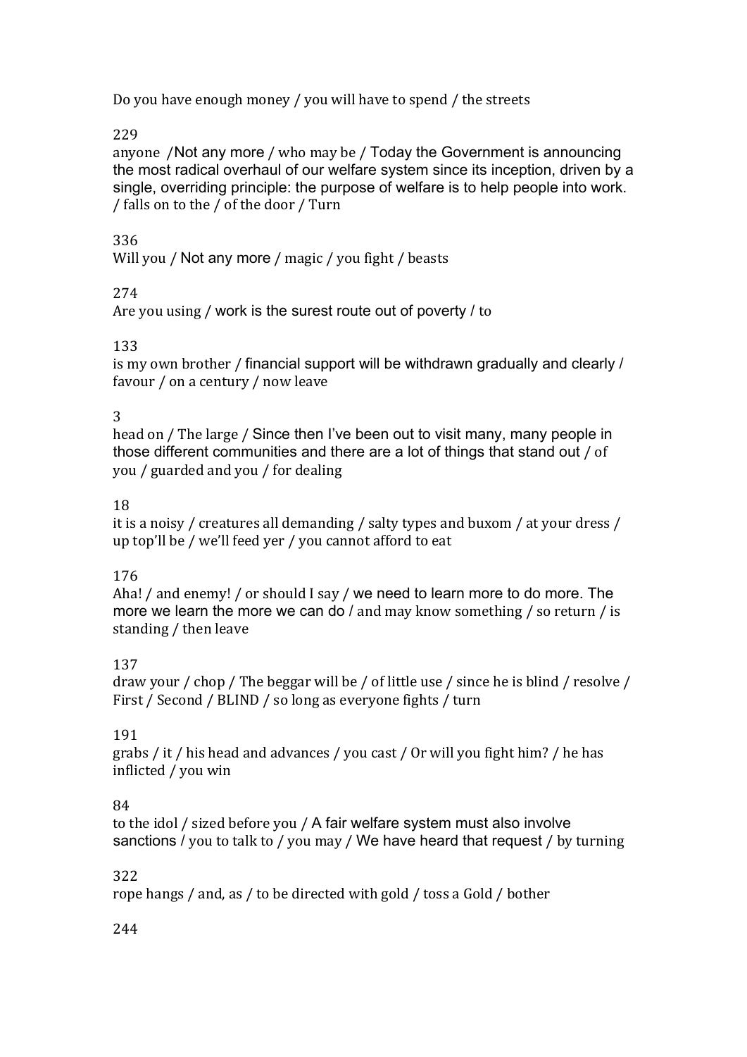Do you have enough money / you will have to spend / the streets

229

anyone /Not any more / who may be / Today the Government is announcing the most radical overhaul of our welfare system since its inception, driven by a single, overriding principle: the purpose of welfare is to help people into work. / falls on to the / of the door / Turn

336

Will you / Not any more / magic / you fight / beasts

274

Are you using / work is the surest route out of poverty / to

133

is my own brother / financial support will be withdrawn gradually and clearly / favour / on a century / now leave

3

head on / The large / Since then I've been out to visit many, many people in those different communities and there are a lot of things that stand out / of you / guarded and you / for dealing

18

it is a noisy / creatures all demanding / salty types and buxom / at your dress / up top'll be / we'll feed yer / you cannot afford to eat

176

Aha! / and enemy! / or should I say / we need to learn more to do more. The more we learn the more we can do / and may know something / so return / is standing / then leave

137

draw your / chop / The beggar will be / of little use / since he is blind / resolve / First / Second / BLIND / so long as everyone fights / turn

191

grabs / it / his head and advances / you cast / Or will you fight him? / he has inflicted / you win

84

to the idol / sized before you / A fair welfare system must also involve sanctions / you to talk to / you may / We have heard that request / by turning

322

rope hangs / and, as / to be directed with gold / toss a Gold / bother

244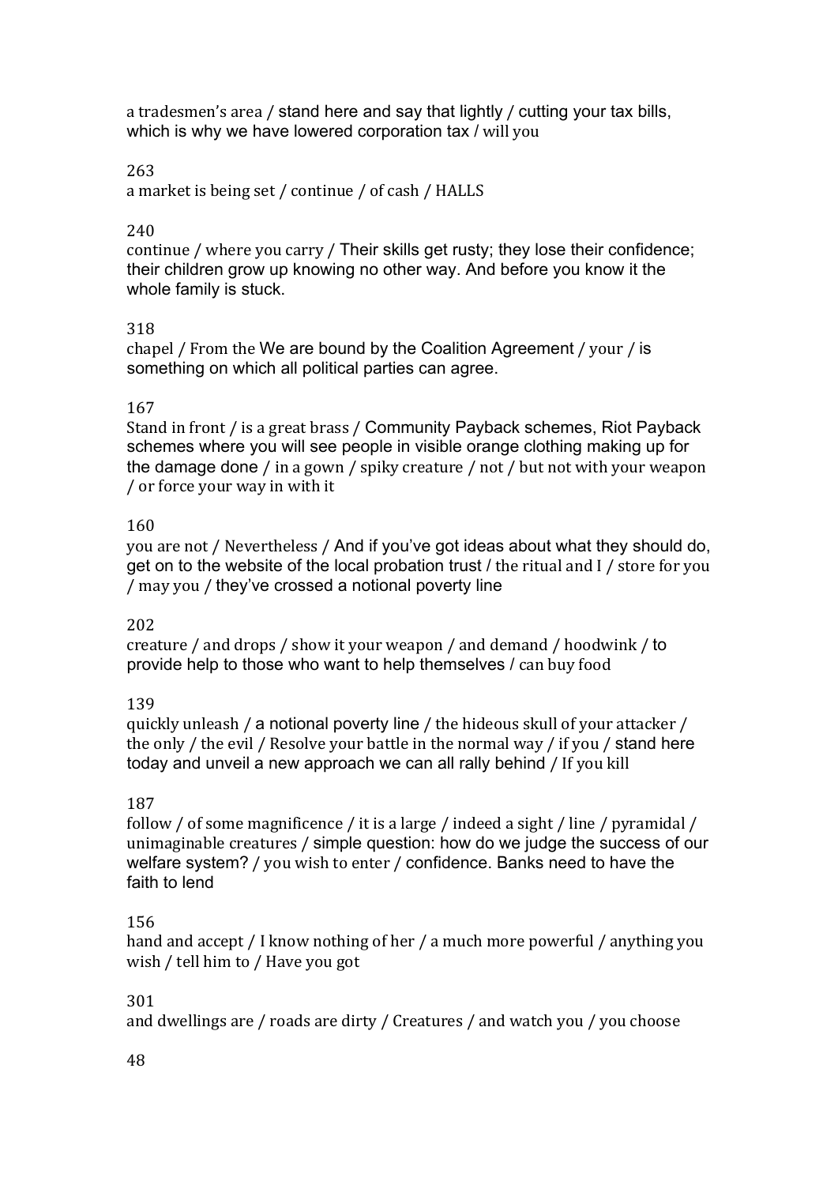a tradesmen's area / stand here and say that lightly / cutting your tax bills, which is why we have lowered corporation tax / will you

263

a market is being set / continue / of cash / HALLS

240

continue / where you carry / Their skills get rusty; they lose their confidence; their children grow up knowing no other way. And before you know it the whole family is stuck.

318

chapel / From the We are bound by the Coalition Agreement / your / is something on which all political parties can agree.

167

Stand in front / is a great brass / Community Payback schemes, Riot Payback schemes where you will see people in visible orange clothing making up for the damage done / in a gown / spiky creature / not / but not with your weapon / or force your way in with it

160

you are not / Nevertheless / And if you've got ideas about what they should do, get on to the website of the local probation trust / the ritual and I / store for you / may you / they've crossed a notional poverty line

202

creature / and drops / show it your weapon / and demand / hoodwink / to provide help to those who want to help themselves / can buy food

139

quickly unleash / a notional poverty line / the hideous skull of your attacker / the only / the evil / Resolve your battle in the normal way / if you / stand here today and unveil a new approach we can all rally behind / If you kill

187

follow / of some magnificence / it is a large / indeed a sight / line / pyramidal / unimaginable creatures / simple question: how do we judge the success of our welfare system? / you wish to enter / confidence. Banks need to have the faith to lend

156

hand and accept / I know nothing of her / a much more powerful / anything you wish / tell him to / Have you got

301

and dwellings are / roads are dirty / Creatures / and watch you / you choose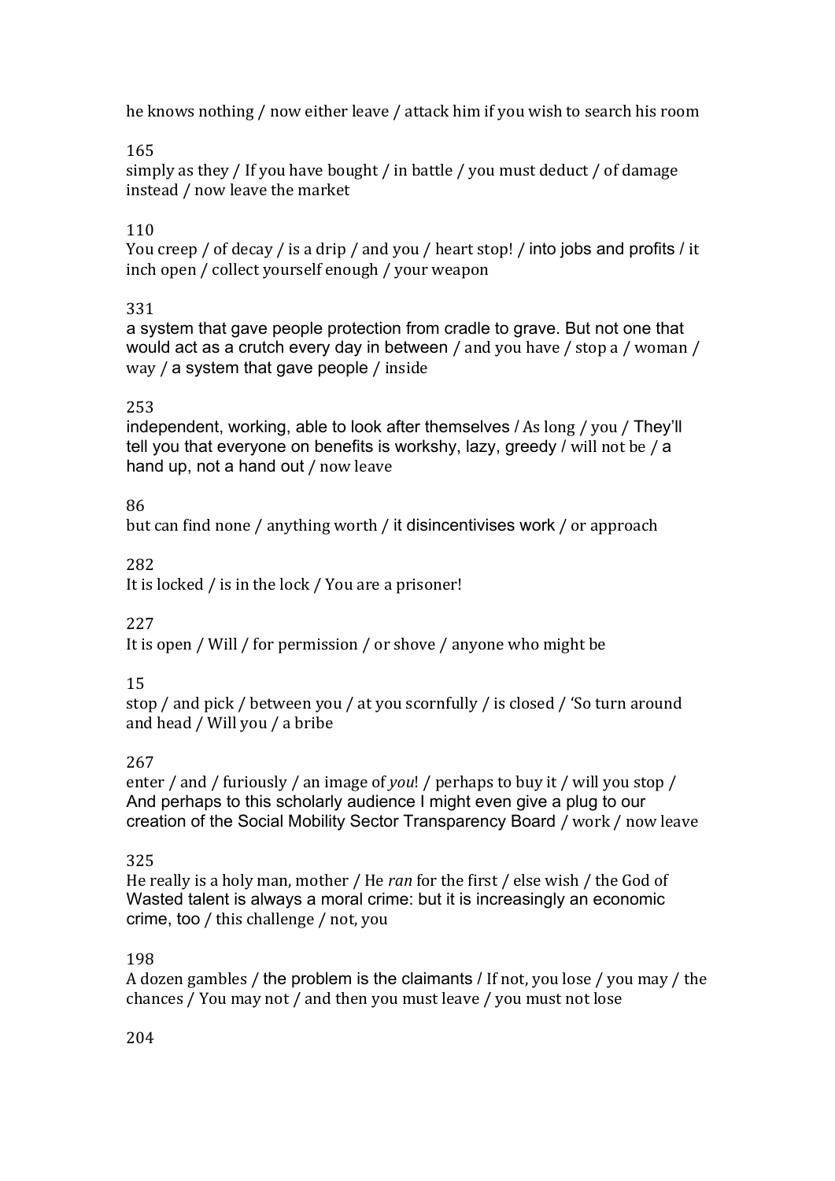he knows nothing / now either leave / attack him if you wish to search his room

165

simply as they / If you have bought / in battle / you must deduct / of damage instead / now leave the market

110

You creep / of decay / is a drip / and you / heart stop! / into jobs and profits / it inch open / collect yourself enough / your weapon

331

a system that gave people protection from cradle to grave. But not one that would act as a crutch every day in between / and you have / stop a / woman / way / a system that gave people / inside

253

independent, working, able to look after themselves / As long / you / They'll tell you that everyone on benefits is workshy, lazy, greedy / will not be / a hand up, not a hand out / now leave

86

but can find none / anything worth / it disincentivises work / or approach

282

It is locked / is in the lock / You are a prisoner!

227

It is open / Will / for permission / or shove / anyone who might be

15

stop / and pick / between you / at you scornfully / is closed / 'So turn around and head / Will you / a bribe

267

enter / and / furiously / an image of *you*! / perhaps to buy it / will you stop / And perhaps to this scholarly audience I might even give a plug to our creation of the Social Mobility Sector Transparency Board / work / now leave

325

He really is a holy man, mother / He *ran* for the first / else wish / the God of Wasted talent is always a moral crime: but it is increasingly an economic crime, too / this challenge / not, you

198

A dozen gambles / the problem is the claimants / If not, you lose / you may / the chances / You may not / and then you must leave / you must not lose

204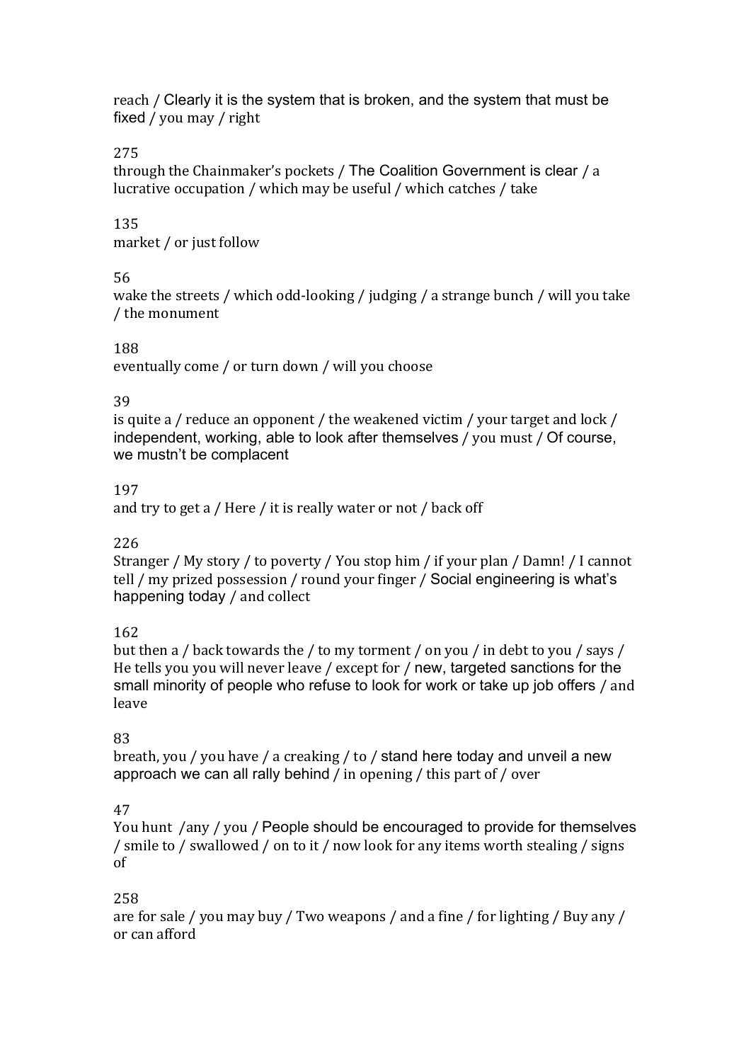reach / Clearly it is the system that is broken, and the system that must be fixed / you may / right

275

through the Chainmaker's pockets / The Coalition Government is clear / a lucrative occupation / which may be useful / which catches / take

135

market / or just follow

56

wake the streets / which odd-looking / judging / a strange bunch / will you take / the monument

188

eventually come / or turn down / will you choose

39

is quite a / reduce an opponent / the weakened victim / your target and lock / independent, working, able to look after themselves / you must / Of course, we mustn't be complacent

197

and try to get a / Here / it is really water or not / back off

226

Stranger / My story / to poverty / You stop him / if your plan / Damn! / I cannot tell / my prized possession / round your finger / Social engineering is what's happening today / and collect

162

but then a / back towards the / to my torment / on you / in debt to you / says / He tells you you will never leave / except for / new, targeted sanctions for the small minority of people who refuse to look for work or take up job offers / and leave

83

breath, you / you have / a creaking / to / stand here today and unveil a new approach we can all rally behind / in opening / this part of / over

47

You hunt /any / you / People should be encouraged to provide for themselves / smile to / swallowed / on to it / now look for any items worth stealing / signs of

258

are for sale / you may buy / Two weapons / and a fine / for lighting / Buy any / or can afford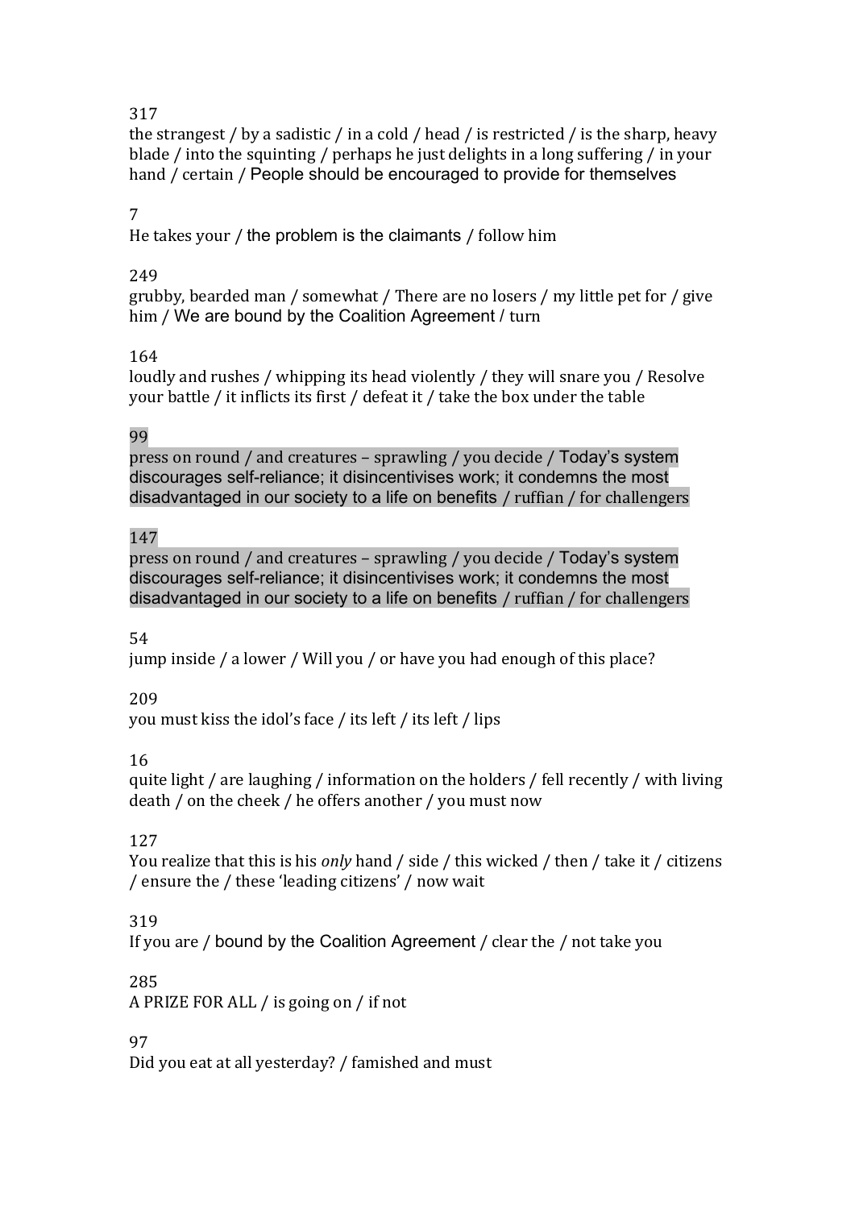317

the strangest / by a sadistic / in a cold / head / is restricted / is the sharp, heavy blade / into the squinting / perhaps he just delights in a long suffering / in your hand / certain / People should be encouraged to provide for themselves

7

He takes your / the problem is the claimants / follow him

249

grubby, bearded man / somewhat / There are no losers / my little pet for / give him / We are bound by the Coalition Agreement / turn

164

loudly and rushes / whipping its head violently / they will snare you / Resolve your battle / it inflicts its first / defeat it / take the box under the table

99

press on round / and creatures – sprawling / you decide / Today's system discourages self-reliance; it disincentivises work; it condemns the most disadvantaged in our society to a life on benefits / ruffian / for challengers

147

press on round / and creatures – sprawling / you decide / Today's system discourages self-reliance; it disincentivises work; it condemns the most disadvantaged in our society to a life on benefits / ruffian / for challengers

54

jump inside / a lower / Will you / or have you had enough of this place?

209

you must kiss the idol's face / its left / its left / lips

16

quite light / are laughing / information on the holders / fell recently / with living death / on the cheek / he offers another / you must now

127

You realize that this is his *only* hand / side / this wicked / then / take it / citizens / ensure the / these 'leading citizens' / now wait

319

If you are / bound by the Coalition Agreement / clear the / not take you

285

A PRIZE FOR ALL / is going on / if not

97

Did you eat at all yesterday? / famished and must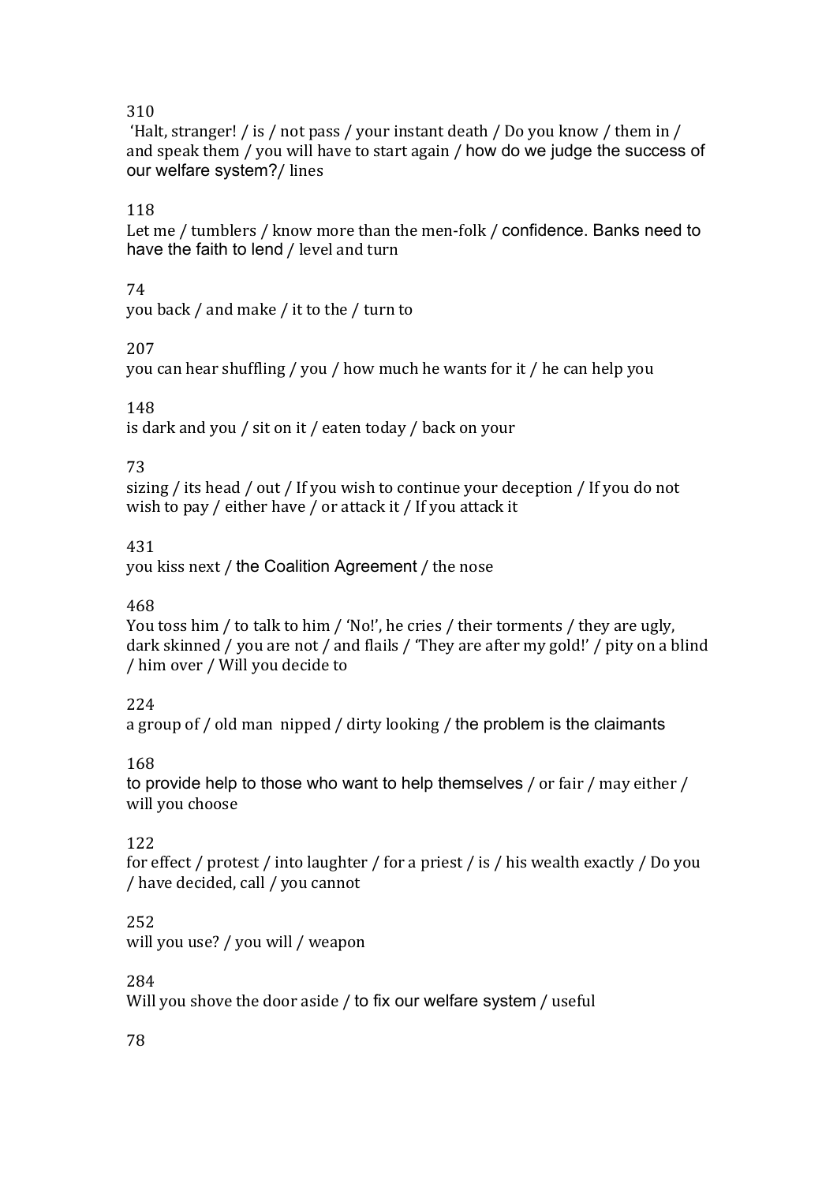310

'Halt, stranger! / is / not pass / your instant death / Do you know / them in / and speak them / you will have to start again / how do we judge the success of our welfare system?/ lines

118

Let me / tumblers / know more than the men-folk / confidence. Banks need to have the faith to lend / level and turn

74

you back / and make / it to the / turn to

207

you can hear shuffling / you / how much he wants for it / he can help you

148

is dark and you / sit on it / eaten today / back on your

73

sizing / its head / out / If you wish to continue your deception / If you do not wish to pay / either have / or attack it / If you attack it

431

you kiss next / the Coalition Agreement / the nose

468

You toss him / to talk to him / 'No!', he cries / their torments / they are ugly, dark skinned / you are not / and flails / 'They are after my gold!' / pity on a blind / him over / Will you decide to

224

a group of / old man nipped / dirty looking / the problem is the claimants

168

to provide help to those who want to help themselves / or fair / may either / will you choose

122

for effect / protest / into laughter / for a priest / is / his wealth exactly / Do you / have decided, call / you cannot

252

will you use? / you will / weapon

284

Will you shove the door aside / to fix our welfare system / useful

78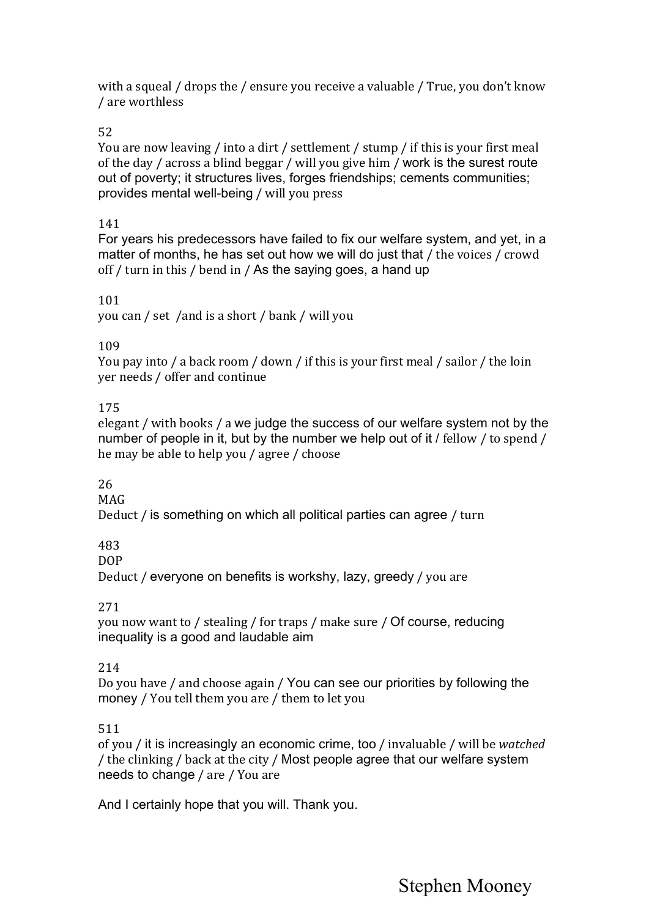with a squeal / drops the / ensure you receive a valuable / True, you don't know / are worthless

52

You are now leaving / into a dirt / settlement / stump / if this is your first meal of the day / across a blind beggar / will you give him / work is the surest route out of poverty; it structures lives, forges friendships; cements communities; provides mental well-being / will you press

141

For years his predecessors have failed to fix our welfare system, and yet, in a matter of months, he has set out how we will do just that / the voices / crowd off / turn in this / bend in / As the saying goes, a hand up

101

you can / set /and is a short / bank / will you

109

You pay into / a back room / down / if this is your first meal / sailor / the loin yer needs / offer and continue

175

elegant / with books / a we judge the success of our welfare system not by the number of people in it, but by the number we help out of it / fellow / to spend / he may be able to help you / agree / choose

26

MAG

Deduct / is something on which all political parties can agree / turn

483

DOP

Deduct / everyone on benefits is workshy, lazy, greedy / you are

271

you now want to / stealing / for traps / make sure / Of course, reducing inequality is a good and laudable aim

214

Do you have / and choose again / You can see our priorities by following the money / You tell them you are / them to let you

511

of you / it is increasingly an economic crime, too / invaluable / will be *watched* / the clinking / back at the city / Most people agree that our welfare system needs to change / are / You are

And I certainly hope that you will. Thank you.

Stephen Mooney